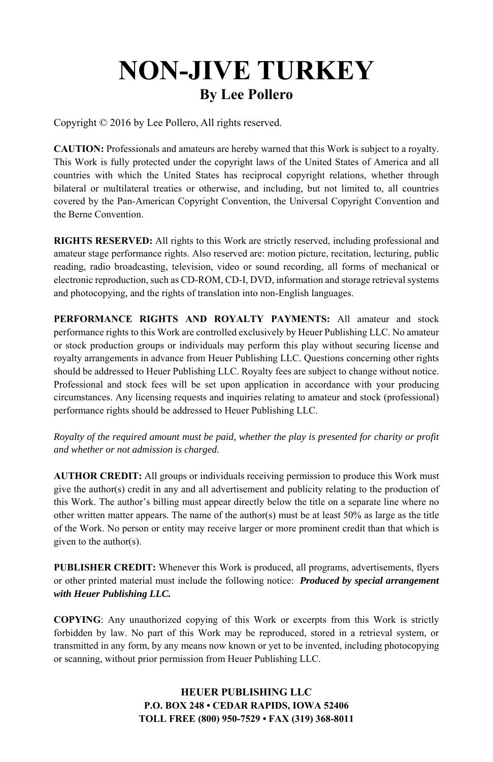# NON-JIVE TURKEY

## By Lee Pollero

Copyright © 2016 by Lee Pollero, All rights reserved.

**CAUTION:** Professionals and amateurs are hereby warned that this Work is subject to a royalty. This Work is fully protected under the copyright laws of the United States of America and all countries with which the United States has reciprocal copyright relations, whether through bilateral or multilateral treaties or otherwise, and including, but not limited to, all countries covered by the Pan-American Copyright Convention, the Universal Copyright Convention and the Berne Convention.

**RIGHTS RESERVED:** All rights to this Work are strictly reserved, including professional and amateur stage performance rights. Also reserved are: motion picture, recitation, lecturing, public reading, radio broadcasting, television, video or sound recording, all forms of mechanical or electronic reproduction, such as CD-ROM, CD-I, DVD, information and storage retrieval systems and photocopying, and the rights of translation into non-English languages.

**PERFORMANCE RIGHTS AND ROYALTY PAYMENTS:** All amateur and stock performance rights to this Work are controlled exclusively by Heuer Publishing LLC. No amateur or stock production groups or individuals may perform this play without securing license and royalty arrangements in advance from Heuer Publishing LLC. Questions concerning other rights should be addressed to Heuer Publishing LLC. Royalty fees are subject to change without notice. Professional and stock fees will be set upon application in accordance with your producing circumstances. Any licensing requests and inquiries relating to amateur and stock (professional) performance rights should be addressed to Heuer Publishing LLC.

*Royalty of the required amount must be paid, whether the play is presented for charity or profit and whether or not admission is charged.*

**AUTHOR CREDIT:** All groups or individuals receiving permission to produce this Work must give the author(s) credit in any and all advertisement and publicity relating to the production of this Work. The author's billing must appear directly below the title on a separate line where no other written matter appears. The name of the author(s) must be at least 50% as large as the title of the Work. No person or entity may receive larger or more prominent credit than that which is given to the author(s).

**PUBLISHER CREDIT:** Whenever this Work is produced, all programs, advertisements, flyers or other printed material must include the following notice: ***Produced by special arrangement with Heuer Publishing LLC.***

**COPYING**: Any unauthorized copying of this Work or excerpts from this Work is strictly forbidden by law. No part of this Work may be reproduced, stored in a retrieval system, or transmitted in any form, by any means now known or yet to be invented, including photocopying or scanning, without prior permission from Heuer Publishing LLC.

**HEUER PUBLISHING LLC**
**P.O. BOX 248 • CEDAR RAPIDS, IOWA 52406**
**TOLL FREE (800) 950-7529 • FAX (319) 368-8011**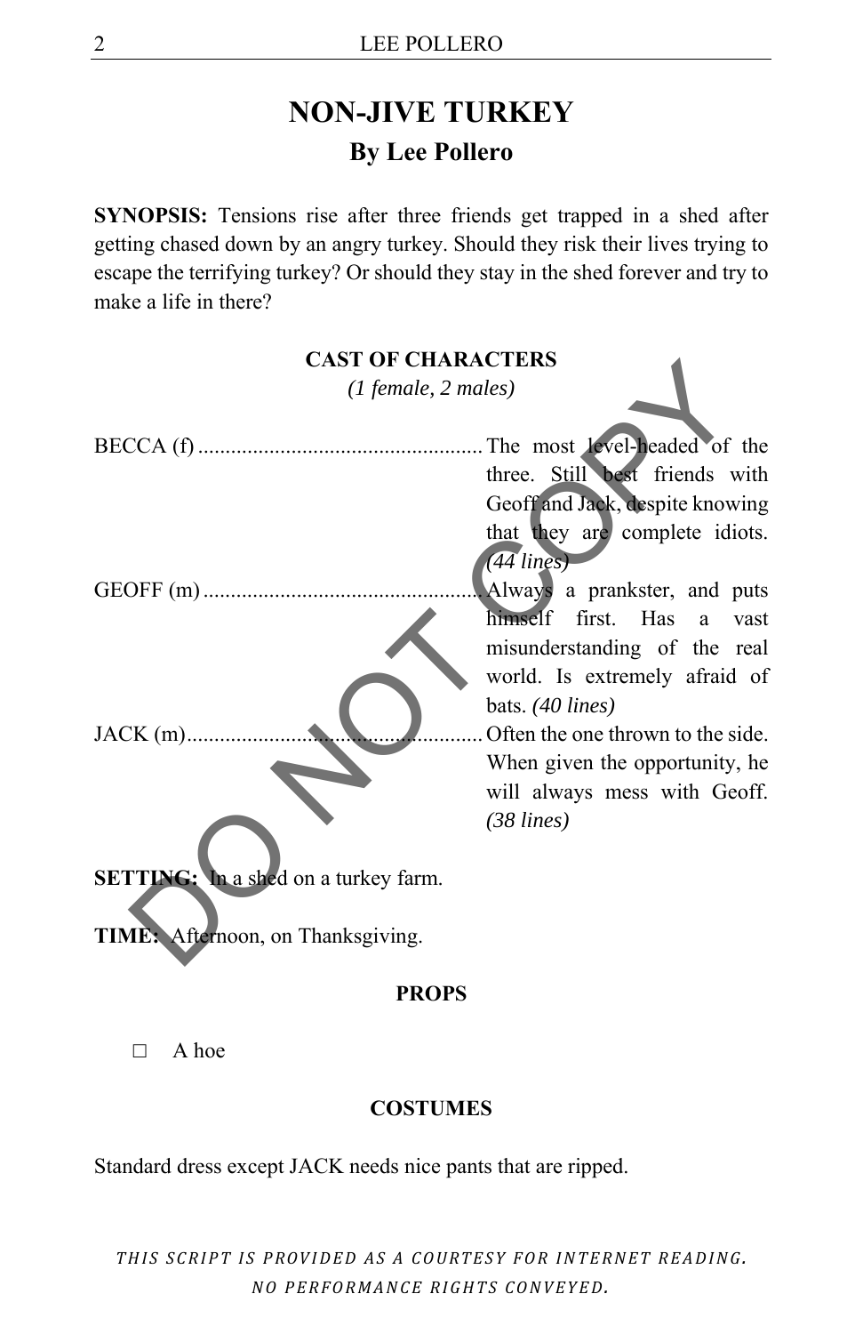# NON-JIVE TURKEY

## By Lee Pollero

**SYNOPSIS:** Tensions rise after three friends get trapped in a shed after getting chased down by an angry turkey. Should they risk their lives trying to escape the terrifying turkey? Or should they stay in the shed forever and try to make a life in there?

### CAST OF CHARACTERS

*(1 female, 2 males)*

BECCA (f) .................................................... The most level-headed of the three. Still best friends with Geoff and Jack, despite knowing that they are complete idiots. *(44 lines)*

GEOFF (m) .................................................. Always a prankster, and puts himself first. Has a vast misunderstanding of the real world. Is extremely afraid of bats. *(40 lines)*

JACK (m) ...................................................... Often the one thrown to the side. When given the opportunity, he will always mess with Geoff. *(38 lines)*

**SETTING:** In a shed on a turkey farm.

**TIME:** Afternoon, on Thanksgiving.

### PROPS

- ☐ A hoe

### COSTUMES

Standard dress except JACK needs nice pants that are ripped.

*THIS SCRIPT IS PROVIDED AS A COURTESY FOR INTERNET READING. NO PERFORMANCE RIGHTS CONVEYED.*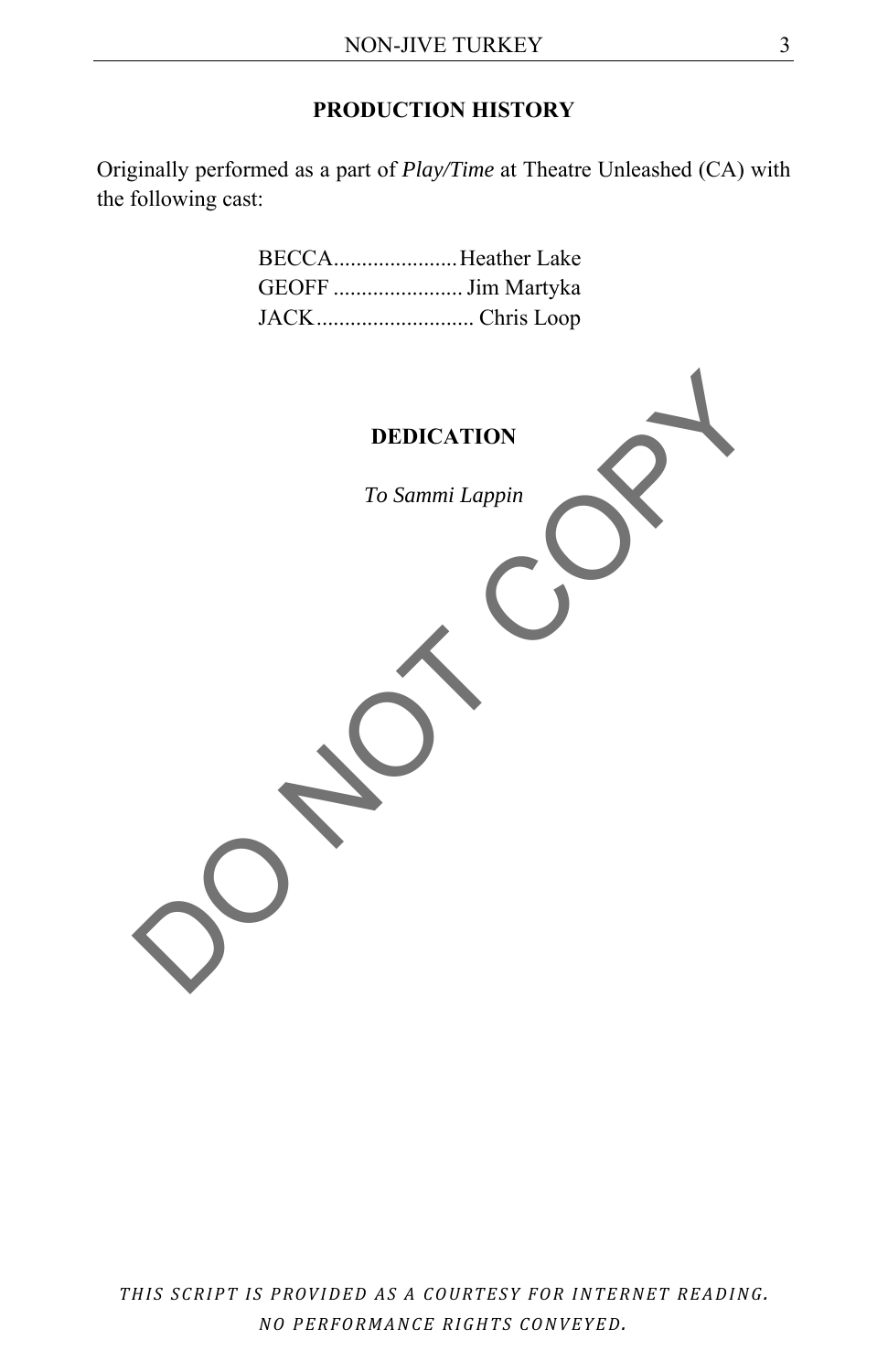## PRODUCTION HISTORY

Originally performed as a part of *Play/Time* at Theatre Unleashed (CA) with the following cast:

BECCA...................... Heather Lake
GEOFF ....................... Jim Martyka
JACK............................ Chris Loop

## DEDICATION

*To Sammi Lappin*

DO NOT COPY

*THIS SCRIPT IS PROVIDED AS A COURTESY FOR INTERNET READING. NO PERFORMANCE RIGHTS CONVEYED.*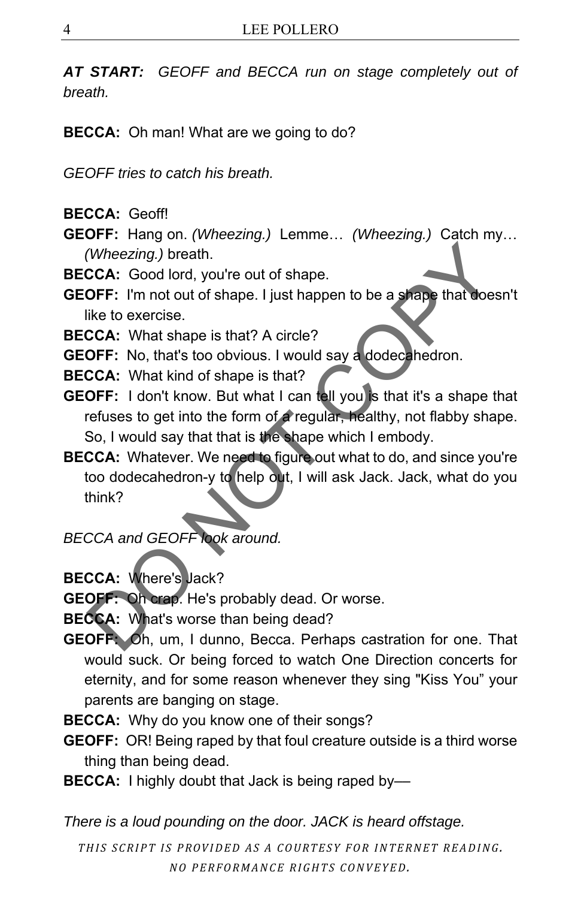***AT START:*** *GEOFF and BECCA run on stage completely out of breath.*

**BECCA:** Oh man! What are we going to do?

*GEOFF tries to catch his breath.*

**BECCA:** Geoff!

**GEOFF:** Hang on. *(Wheezing.)* Lemme… *(Wheezing.)* Catch my… *(Wheezing.)* breath.

**BECCA:** Good lord, you're out of shape.

**GEOFF:** I'm not out of shape. I just happen to be a shape that doesn't like to exercise.

**BECCA:** What shape is that? A circle?

**GEOFF:** No, that's too obvious. I would say a dodecahedron.

**BECCA:** What kind of shape is that?

**GEOFF:** I don't know. But what I can tell you is that it's a shape that refuses to get into the form of a regular, healthy, not flabby shape. So, I would say that that is the shape which I embody.

**BECCA:** Whatever. We need to figure out what to do, and since you're too dodecahedron-y to help out, I will ask Jack. Jack, what do you think?

*BECCA and GEOFF look around.*

**BECCA:** Where's Jack?

**GEOFF:** Oh crap. He's probably dead. Or worse.

**BECCA:** What's worse than being dead?

**GEOFF:** Oh, um, I dunno, Becca. Perhaps castration for one. That would suck. Or being forced to watch One Direction concerts for eternity, and for some reason whenever they sing "Kiss You" your parents are banging on stage.

**BECCA:** Why do you know one of their songs?

**GEOFF:** OR! Being raped by that foul creature outside is a third worse thing than being dead.

**BECCA:** I highly doubt that Jack is being raped by—

*There is a loud pounding on the door. JACK is heard offstage.*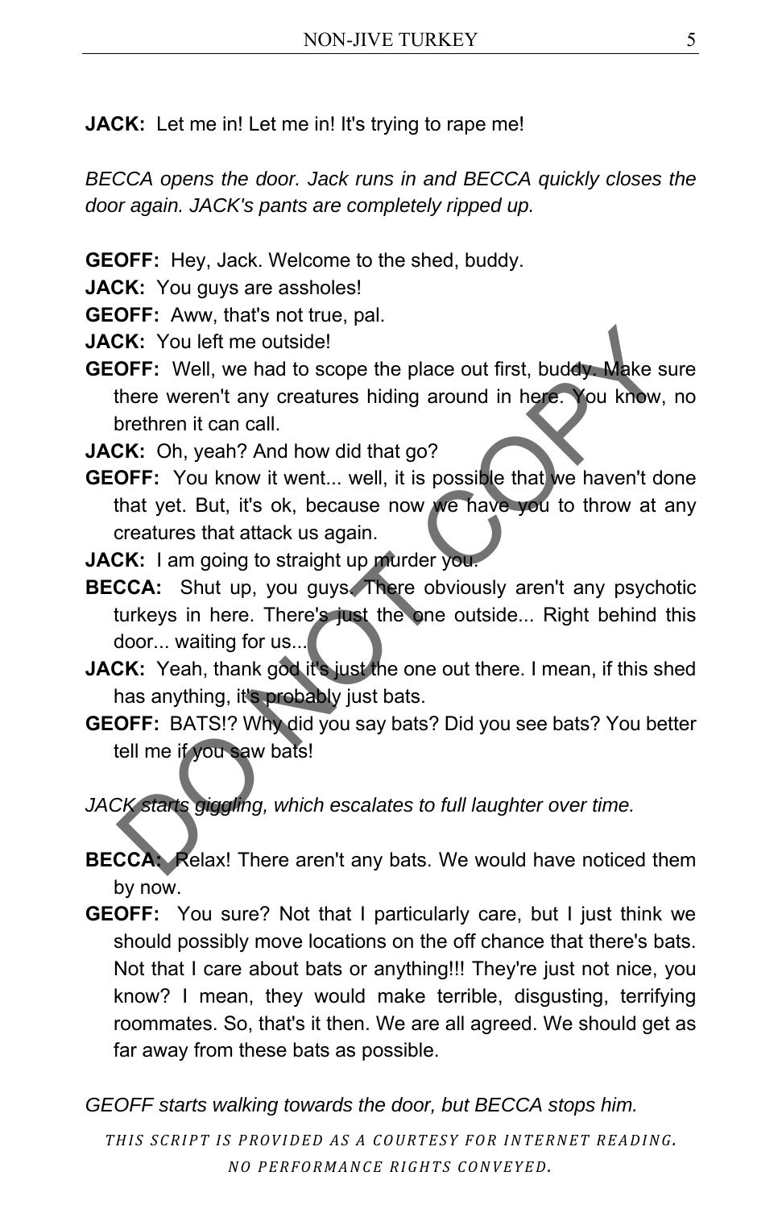**JACK:** Let me in! Let me in! It's trying to rape me!

*BECCA opens the door. Jack runs in and BECCA quickly closes the door again. JACK's pants are completely ripped up.*

**GEOFF:** Hey, Jack. Welcome to the shed, buddy.

**JACK:** You guys are assholes!

**GEOFF:** Aww, that's not true, pal.

**JACK:** You left me outside!

**GEOFF:** Well, we had to scope the place out first, buddy. Make sure there weren't any creatures hiding around in here. You know, no brethren it can call.

**JACK:** Oh, yeah? And how did that go?

**GEOFF:** You know it went... well, it is possible that we haven't done that yet. But, it's ok, because now we have you to throw at any creatures that attack us again.

**JACK:** I am going to straight up murder you.

**BECCA:** Shut up, you guys. There obviously aren't any psychotic turkeys in here. There's just the one outside... Right behind this door... waiting for us...

**JACK:** Yeah, thank god it's just the one out there. I mean, if this shed has anything, it's probably just bats.

**GEOFF:** BATS!? Why did you say bats? Did you see bats? You better tell me if you saw bats!

*JACK starts giggling, which escalates to full laughter over time.*

**BECCA:** Relax! There aren't any bats. We would have noticed them by now.

**GEOFF:** You sure? Not that I particularly care, but I just think we should possibly move locations on the off chance that there's bats. Not that I care about bats or anything!!! They're just not nice, you know? I mean, they would make terrible, disgusting, terrifying roommates. So, that's it then. We are all agreed. We should get as far away from these bats as possible.

*GEOFF starts walking towards the door, but BECCA stops him.*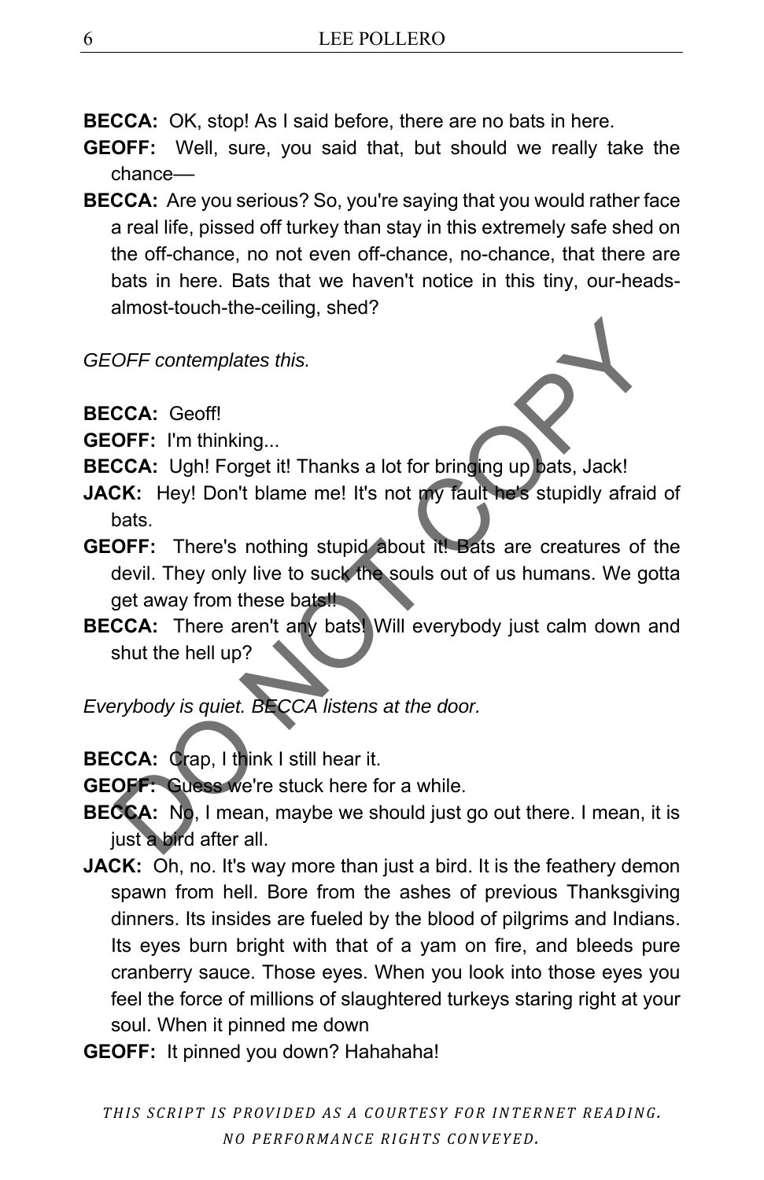**BECCA:** OK, stop! As I said before, there are no bats in here.

**GEOFF:** Well, sure, you said that, but should we really take the chance—

**BECCA:** Are you serious? So, you're saying that you would rather face a real life, pissed off turkey than stay in this extremely safe shed on the off-chance, no not even off-chance, no-chance, that there are bats in here. Bats that we haven't notice in this tiny, our-heads-almost-touch-the-ceiling, shed?

*GEOFF contemplates this.*

**BECCA:** Geoff!

**GEOFF:** I'm thinking...

**BECCA:** Ugh! Forget it! Thanks a lot for bringing up bats, Jack!

**JACK:** Hey! Don't blame me! It's not my fault he's stupidly afraid of bats.

**GEOFF:** There's nothing stupid about it! Bats are creatures of the devil. They only live to suck the souls out of us humans. We gotta get away from these bats!!

**BECCA:** There aren't any bats! Will everybody just calm down and shut the hell up?

*Everybody is quiet. BECCA listens at the door.*

**BECCA:** Crap, I think I still hear it.

**GEOFF:** Guess we're stuck here for a while.

**BECCA:** No, I mean, maybe we should just go out there. I mean, it is just a bird after all.

**JACK:** Oh, no. It's way more than just a bird. It is the feathery demon spawn from hell. Bore from the ashes of previous Thanksgiving dinners. Its insides are fueled by the blood of pilgrims and Indians. Its eyes burn bright with that of a yam on fire, and bleeds pure cranberry sauce. Those eyes. When you look into those eyes you feel the force of millions of slaughtered turkeys staring right at your soul. When it pinned me down

**GEOFF:** It pinned you down? Hahahaha!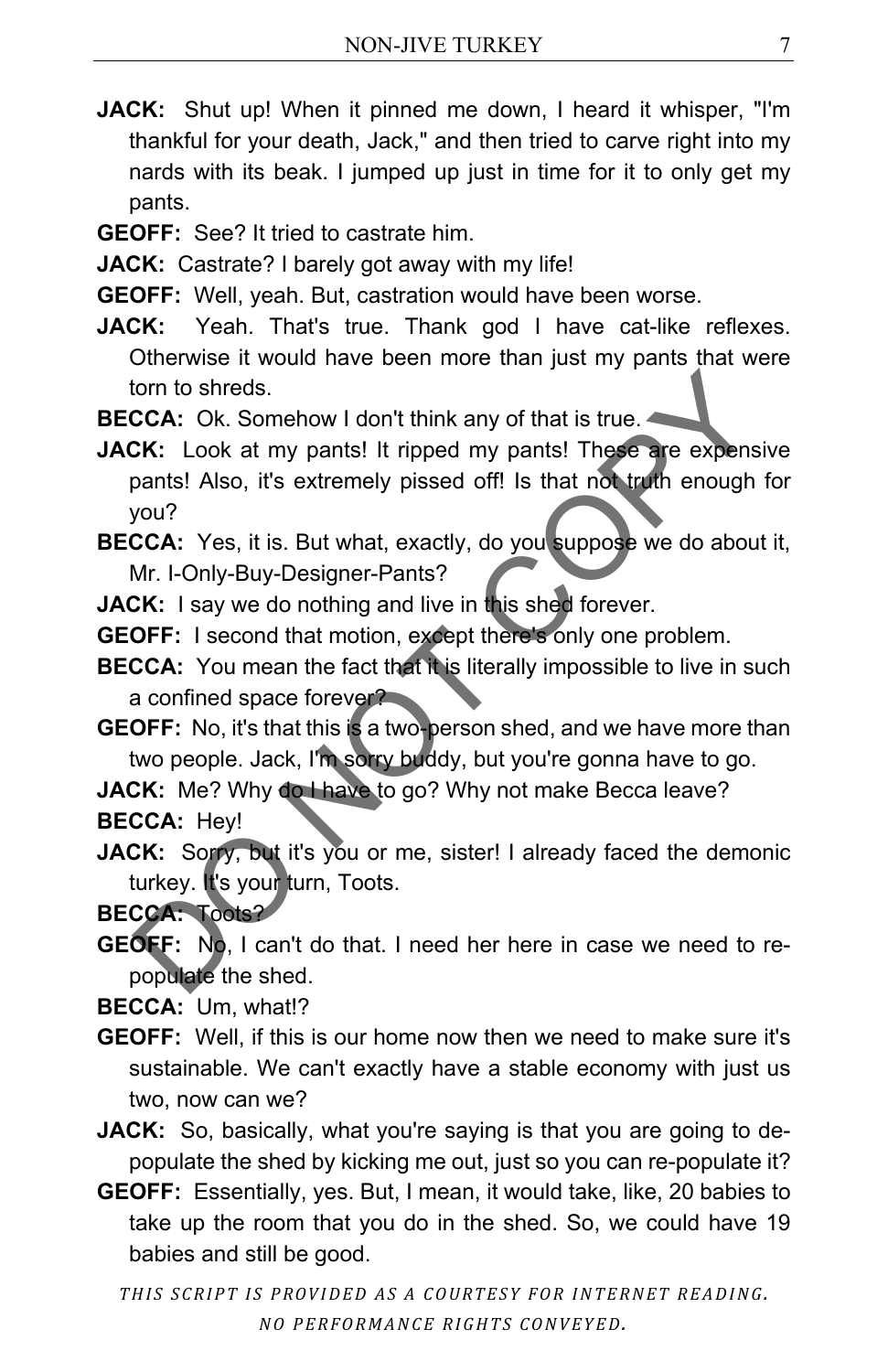**JACK:** Shut up! When it pinned me down, I heard it whisper, "I'm thankful for your death, Jack," and then tried to carve right into my nards with its beak. I jumped up just in time for it to only get my pants.

**GEOFF:** See? It tried to castrate him.

**JACK:** Castrate? I barely got away with my life!

**GEOFF:** Well, yeah. But, castration would have been worse.

**JACK:** Yeah. That's true. Thank god I have cat-like reflexes. Otherwise it would have been more than just my pants that were torn to shreds.

**BECCA:** Ok. Somehow I don't think any of that is true.

**JACK:** Look at my pants! It ripped my pants! These are expensive pants! Also, it's extremely pissed off! Is that not truth enough for you?

**BECCA:** Yes, it is. But what, exactly, do you suppose we do about it, Mr. I-Only-Buy-Designer-Pants?

**JACK:** I say we do nothing and live in this shed forever.

**GEOFF:** I second that motion, except there's only one problem.

**BECCA:** You mean the fact that it is literally impossible to live in such a confined space forever?

**GEOFF:** No, it's that this is a two-person shed, and we have more than two people. Jack, I'm sorry buddy, but you're gonna have to go.

**JACK:** Me? Why do I have to go? Why not make Becca leave?

**BECCA:** Hey!

**JACK:** Sorry, but it's you or me, sister! I already faced the demonic turkey. It's your turn, Toots.

**BECCA:** Toots?

**GEOFF:** No, I can't do that. I need her here in case we need to re-populate the shed.

**BECCA:** Um, what!?

**GEOFF:** Well, if this is our home now then we need to make sure it's sustainable. We can't exactly have a stable economy with just us two, now can we?

**JACK:** So, basically, what you're saying is that you are going to de-populate the shed by kicking me out, just so you can re-populate it?

**GEOFF:** Essentially, yes. But, I mean, it would take, like, 20 babies to take up the room that you do in the shed. So, we could have 19 babies and still be good.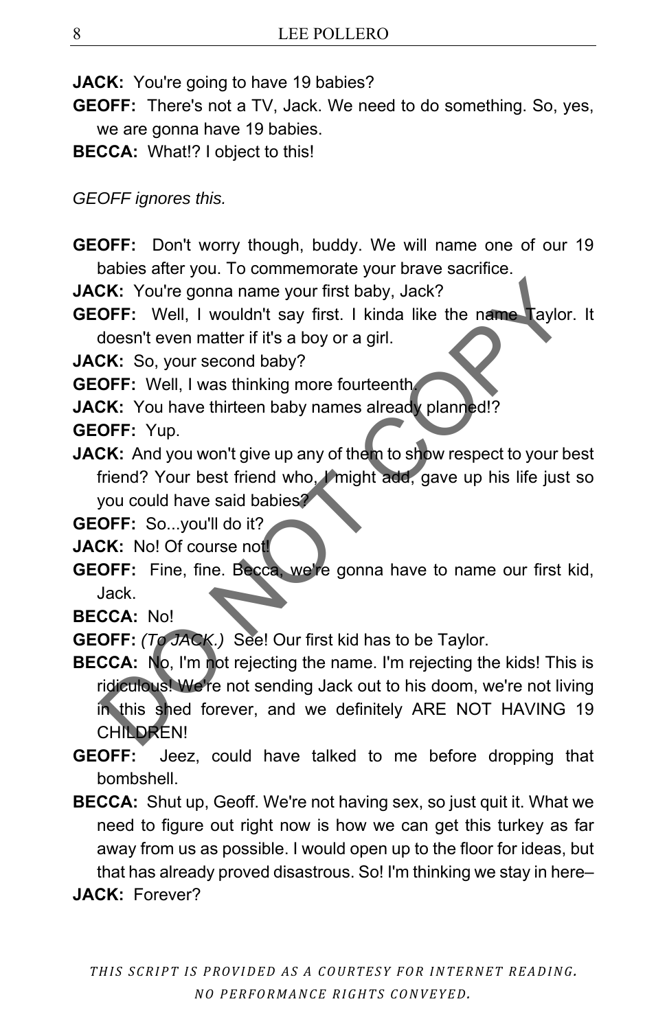**JACK:** You're going to have 19 babies?

**GEOFF:** There's not a TV, Jack. We need to do something. So, yes, we are gonna have 19 babies.

**BECCA:** What!? I object to this!

*GEOFF ignores this.*

**GEOFF:** Don't worry though, buddy. We will name one of our 19 babies after you. To commemorate your brave sacrifice.

**JACK:** You're gonna name your first baby, Jack?

**GEOFF:** Well, I wouldn't say first. I kinda like the name Taylor. It doesn't even matter if it's a boy or a girl.

**JACK:** So, your second baby?

**GEOFF:** Well, I was thinking more fourteenth.

**JACK:** You have thirteen baby names already planned!?

**GEOFF:** Yup.

**JACK:** And you won't give up any of them to show respect to your best friend? Your best friend who, I might add, gave up his life just so you could have said babies?

**GEOFF:** So...you'll do it?

**JACK:** No! Of course not!

**GEOFF:** Fine, fine. Becca, we're gonna have to name our first kid, Jack.

**BECCA:** No!

**GEOFF:** *(To JACK.)* See! Our first kid has to be Taylor.

**BECCA:** No, I'm not rejecting the name. I'm rejecting the kids! This is ridiculous! We're not sending Jack out to his doom, we're not living in this shed forever, and we definitely ARE NOT HAVING 19 CHILDREN!

**GEOFF:** Jeez, could have talked to me before dropping that bombshell.

**BECCA:** Shut up, Geoff. We're not having sex, so just quit it. What we need to figure out right now is how we can get this turkey as far away from us as possible. I would open up to the floor for ideas, but that has already proved disastrous. So! I'm thinking we stay in here–

**JACK:** Forever?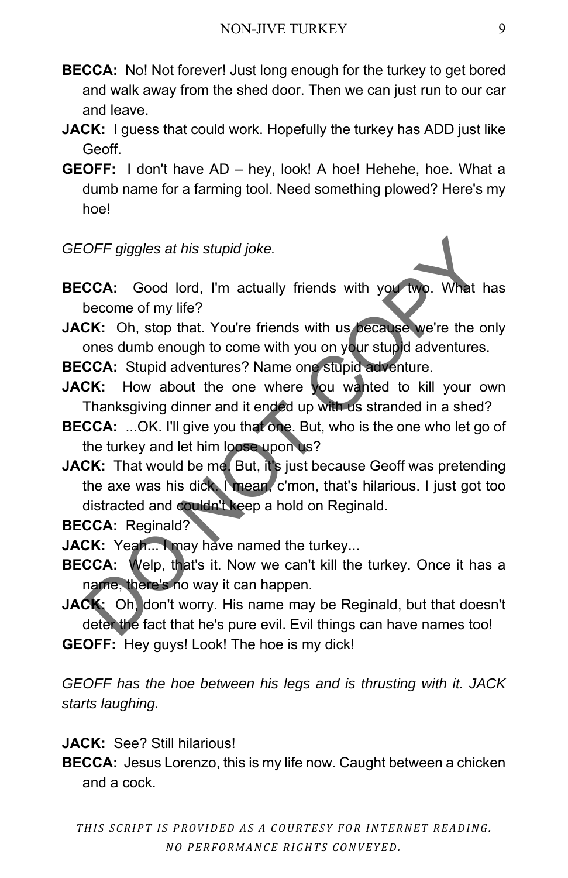**BECCA:** No! Not forever! Just long enough for the turkey to get bored and walk away from the shed door. Then we can just run to our car and leave.

**JACK:** I guess that could work. Hopefully the turkey has ADD just like Geoff.

**GEOFF:** I don't have AD – hey, look! A hoe! Hehehe, hoe. What a dumb name for a farming tool. Need something plowed? Here's my hoe!

*GEOFF giggles at his stupid joke.*

**BECCA:** Good lord, I'm actually friends with you two. What has become of my life?

**JACK:** Oh, stop that. You're friends with us because we're the only ones dumb enough to come with you on your stupid adventures.

**BECCA:** Stupid adventures? Name one stupid adventure.

**JACK:** How about the one where you wanted to kill your own Thanksgiving dinner and it ended up with us stranded in a shed?

**BECCA:** ...OK. I'll give you that one. But, who is the one who let go of the turkey and let him loose upon us?

**JACK:** That would be me. But, it's just because Geoff was pretending the axe was his dick. I mean, c'mon, that's hilarious. I just got too distracted and couldn't keep a hold on Reginald.

**BECCA:** Reginald?

**JACK:** Yeah... I may have named the turkey...

**BECCA:** Welp, that's it. Now we can't kill the turkey. Once it has a name, there's no way it can happen.

**JACK:** Oh, don't worry. His name may be Reginald, but that doesn't deter the fact that he's pure evil. Evil things can have names too!

**GEOFF:** Hey guys! Look! The hoe is my dick!

*GEOFF has the hoe between his legs and is thrusting with it. JACK starts laughing.*

**JACK:** See? Still hilarious!

**BECCA:** Jesus Lorenzo, this is my life now. Caught between a chicken and a cock.

*THIS SCRIPT IS PROVIDED AS A COURTESY FOR INTERNET READING. NO PERFORMANCE RIGHTS CONVEYED.*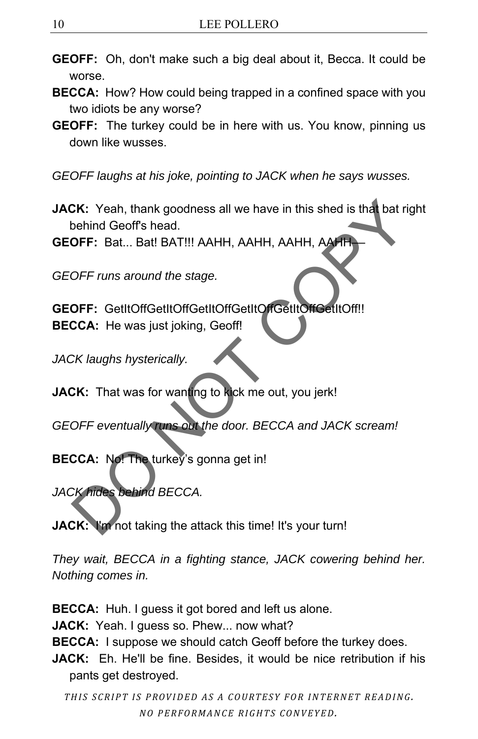**GEOFF:** Oh, don't make such a big deal about it, Becca. It could be worse.

**BECCA:** How? How could being trapped in a confined space with you two idiots be any worse?

**GEOFF:** The turkey could be in here with us. You know, pinning us down like wusses.

*GEOFF laughs at his joke, pointing to JACK when he says wusses.*

**JACK:** Yeah, thank goodness all we have in this shed is that bat right behind Geoff's head.

**GEOFF:** Bat... Bat! BAT!!! AAHH, AAHH, AAHH, AAHH—

*GEOFF runs around the stage.*

**GEOFF:** GetItOffGetItOffGetItOffGetItOffGetItOffGetItOff!!

**BECCA:** He was just joking, Geoff!

*JACK laughs hysterically.*

**JACK:** That was for wanting to kick me out, you jerk!

*GEOFF eventually runs out the door. BECCA and JACK scream!*

**BECCA:** No! The turkey's gonna get in!

*JACK hides behind BECCA.*

**JACK:** I'm not taking the attack this time! It's your turn!

*They wait, BECCA in a fighting stance, JACK cowering behind her. Nothing comes in.*

**BECCA:** Huh. I guess it got bored and left us alone.

**JACK:** Yeah. I guess so. Phew... now what?

**BECCA:** I suppose we should catch Geoff before the turkey does.

**JACK:** Eh. He'll be fine. Besides, it would be nice retribution if his pants get destroyed.

*THIS SCRIPT IS PROVIDED AS A COURTESY FOR INTERNET READING. NO PERFORMANCE RIGHTS CONVEYED.*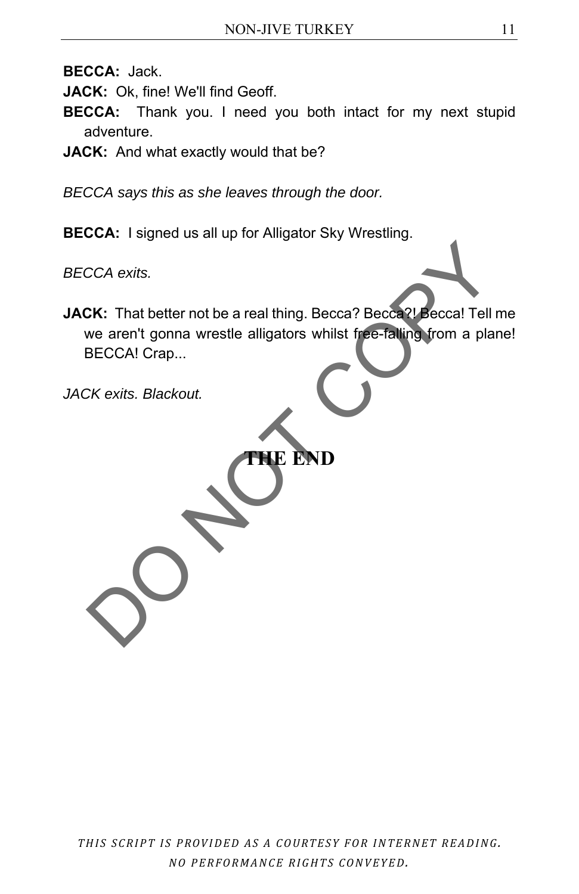**BECCA:** Jack.

**JACK:** Ok, fine! We'll find Geoff.

**BECCA:** Thank you. I need you both intact for my next stupid adventure.

**JACK:** And what exactly would that be?

*BECCA says this as she leaves through the door.*

**BECCA:** I signed us all up for Alligator Sky Wrestling.

*BECCA exits.*

**JACK:** That better not be a real thing. Becca? Becca?! Becca! Tell me we aren't gonna wrestle alligators whilst free-falling from a plane! BECCA! Crap...

*JACK exits. Blackout.*

# THE END

*THIS SCRIPT IS PROVIDED AS A COURTESY FOR INTERNET READING.*
*NO PERFORMANCE RIGHTS CONVEYED.*